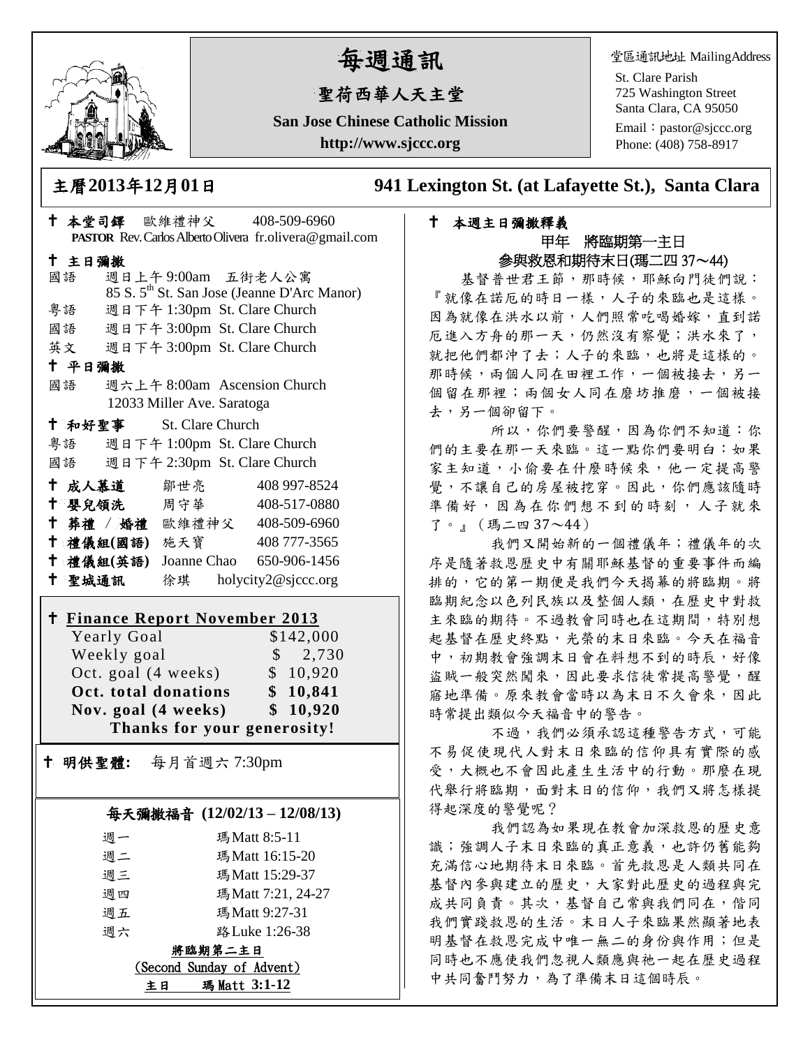# 每週通訊

## 聖荷西華人天主堂

**San Jose Chinese Catholic Mission**

**http://www.sjccc.org**

堂區通訊地址 MailingAddress

St. Clare Parish
725 Washington Street
Santa Clara, CA 95050
Email：pastor@sjccc.org
Phone: (408) 758-8917

## 主曆2013年12月01日 　941 Lexington St. (at Lafayette St.), Santa Clara

✝ **本堂司鐸** 歐維禮神父 408-509-6960
**PASTOR** Rev. Carlos Alberto Olivera fr.olivera@gmail.com

✝ **主日彌撒**

國語 週日上午 9:00am 五街老人公寓
85 S. 5th St. San Jose (Jeanne D'Arc Manor)

粵語 週日下午 1:30pm St. Clare Church

國語 週日下午 3:00pm St. Clare Church

英文 週日下午 3:00pm St. Clare Church

✝ **平日彌撒**

國語 週六上午 8:00am Ascension Church
12033 Miller Ave. Saratoga

✝ **和好聖事** St. Clare Church

粵語 週日下午 1:00pm St. Clare Church

國語 週日下午 2:30pm St. Clare Church

✝ **成人慕道** 鄒世亮 408 997-8524

✝ **嬰兒領洗** 周守華 408-517-0880

✝ **葬禮 / 婚禮** 歐維禮神父 408-509-6960

✝ **禮儀組(國語)** 施天寶 408 777-3565

✝ **禮儀組(英語)** Joanne Chao 650-906-1456

✝ **聖城通訊** 徐琪 holycity2@sjccc.org

✝ **Finance Report November 2013**

| | |
|---|---|
| Yearly Goal | $142,000 |
| Weekly goal | $ 2,730 |
| Oct. goal (4 weeks) | $ 10,920 |
| **Oct. total donations** | **$ 10,841** |
| **Nov. goal (4 weeks)** | **$ 10,920** |

**Thanks for your generosity!**

✝ **明供聖體:** 每月首週六 7:30pm

### 每天彌撒福音 (12/02/13 – 12/08/13)

| | |
|---|---|
| 週一 | 瑪 Matt 8:5-11 |
| 週二 | 瑪 Matt 16:15-20 |
| 週三 | 瑪 Matt 15:29-37 |
| 週四 | 瑪 Matt 7:21, 24-27 |
| 週五 | 瑪 Matt 9:27-31 |
| 週六 | 路 Luke 1:26-38 |

**將臨期第二主日**
(Second Sunday of Advent)
**主日 瑪 Matt 3:1-12**

✝ **本週主日彌撒釋義**

甲年 將臨期第一主日
參與救恩和期待末日(瑪二四 37～44)

基督普世君王節，那時候，耶穌向門徒們說：『就像在諾厄的時日一樣，人子的來臨也是這樣。因為就像在洪水以前，人們照常吃喝婚嫁，直到諾厄進入方舟的那一天，仍然沒有察覺；洪水來了，就把他們都沖了去；人子的來臨，也將是這樣的。那時候，兩個人同在田裡工作，一個被接去，另一個留在那裡；兩個女人同在磨坊推磨，一個被接去，另一個卻留下。

所以，你們要警醒，因為你們不知道：你們的主要在那一天來臨。這一點你們要明白：如果家主知道，小偷要在什麼時候來，他一定提高警覺，不讓自己的房屋被挖穿。因此，你們應該隨時準備好，因為在你們想不到的時刻，人子就來了。』（瑪二四 37～44）

我們又開始新的一個禮儀年；禮儀年的次序是隨著救恩歷史中有關耶穌基督的重要事件而編排的，它的第一期便是我們今天揭幕的將臨期。將臨期紀念以色列民族以及整個人類，在歷史中對救主來臨的期待。不過教會同時也在這期間，特別想起基督在歷史終點，光榮的末日來臨。今天在福音中，初期教會強調末日會在料想不到的時辰，好像盜賊一般突然闖來，因此要求信徒常提高警覺，醒寤地準備。原來教會當時以為末日不久會來，因此時常提出類似今天福音中的警告。

不過，我們必須承認這種警告方式，可能不易促使現代人對末日來臨的信仰具有實際的感受，大概也不會因此產生生活中的行動。那麼在現代舉行將臨期，面對末日的信仰，我們又將怎樣提得起深度的警覺呢？

我們認為如果現在教會加深救恩的歷史意識；強調人子末日來臨的真正意義，也許仍舊能夠充滿信心地期待末日來臨。首先救恩是人類共同在基督內參與建立的歷史，大家對此歷史的過程與完成共同負責。其次，基督自己常與我們同在，偕同我們實踐救恩的生活。末日人子來臨果然顯著地表明基督在救恩完成中唯一無二的身份與作用；但是同時也不應使我們忽視人類應與祂一起在歷史過程中共同奮鬥努力，為了準備末日這個時辰。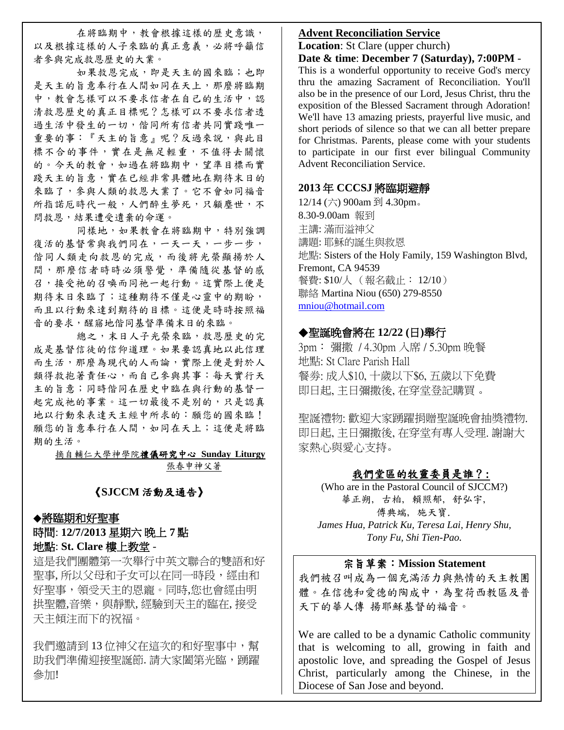在將臨期中，教會根據這樣的歷史意識，以及根據這樣的人子來臨的真正意義，必將呼籲信者參與完成救恩歷史的大業。

如果救恩完成，即是天主的國來臨；也即是天主的旨意奉行在人間如同在天上，那麼將臨期中，教會怎樣可以不要求信者在自己的生活中，認清救恩歷史的真正目標呢？怎樣可以不要求信者透過生活中發生的一切，偕同所有信者共同實踐唯一重要的事：『天主的旨意』呢？反過來說，與此目標不合的事件，實在是無足輕重，不值得去關懷的。今天的教會，如過在將臨期中，望準目標而實踐天主的旨意，實在已經非常具體地在期待末日的來臨了，參與人類的救恩大業了。它不會如同福音所指諾厄時代一般，人們醉生夢死，只顧塵世，不問救恩，結果遭受遺棄的命運。

同樣地，如果教會在將臨期中，特別強調復活的基督常與我們同在，一天一天，一步一步，偕同人類走向救恩的完成，而後將光榮顯揚於人間，那麼信者時時必須警覺，準備隨從基督的感召，接受祂的召喚而同祂一起行動。這實際上便是期待末日來臨了；這種期待不僅是心靈中的期盼，而且以行動來達到期待的目標。這便是時時按照福音的要求，醒寤地偕同基督準備末日的來臨。

總之，末日人子光榮來臨，救恩歷史的完成是基督信徒的信仰道理。如果要認真地以此信理而生活，那麼為現代的人而論，實際上便是對於人類得救抱著責任心，而自己參與其事：每天實行天主的旨意；同時偕同在歷史中臨在與行動的基督一起完成祂的事業。這一切最後不是別的，只是認真地以行動來表達天主經中所求的：願您的國來臨！願您的旨意奉行在人間，如同在天上；這便是將臨期的生活。

摘自輔仁大學神學院**禮儀研究中心 Sunday Liturgy**
張春申神父著

## 《SJCCM 活動及通告》

### ◆將臨期和好聖事

**時間: 12/7/2013 星期六 晚上 7 點**
**地點: St. Clare 樓上教堂 -**

這是我們團體第一次舉行中英文聯合的雙語和好聖事, 所以父母和子女可以在同一時段，經由和好聖事，領受天主的恩寵。同時,您也會經由明拱聖體,音樂，與靜默, 經驗到天主的臨在, 接受天主傾注而下的祝福。

我們邀請到 13 位神父在這次的和好聖事中，幫助我們準備迎接聖誕節. 請大家闔第光臨，踴躍參加!

### Advent Reconciliation Service

**Location**: St Clare (upper church)
**Date & time**: **December 7 (Saturday), 7:00PM** -
This is a wonderful opportunity to receive God's mercy thru the amazing Sacrament of Reconciliation. You'll also be in the presence of our Lord, Jesus Christ, thru the exposition of the Blessed Sacrament through Adoration! We'll have 13 amazing priests, prayerful live music, and short periods of silence so that we can all better prepare for Christmas. Parents, please come with your students to participate in our first ever bilingual Community Advent Reconciliation Service.

### 2013 年 CCCSJ 將臨期避靜

12/14 (六) 900am 到 4.30pm。
8.30-9.00am 報到
主講: 滿而溢神父
講題: 耶穌的誕生與救恩
地點: Sisters of the Holy Family, 159 Washington Blvd, Fremont, CA 94539
餐費: $10/人 （報名截止： 12/10）
聯絡 Martina Niou (650) 279-8550
mniou@hotmail.com

### ◆聖誕晚會將在 12/22 (日)舉行

3pm： 彌撒 / 4.30pm 入席 / 5.30pm 晚餐
地點: St Clare Parish Hall
餐劵: 成人$10, 十歲以下$6, 五歲以下免費
即日起, 主日彌撒後, 在穿堂登記購買 。

聖誕禮物: 歡迎大家踴躍捐贈聖誕晚會抽獎禮物. 即日起, 主日彌撒後, 在穿堂有專人受理. 謝謝大家熱心與愛心支持。

### 我們堂區的牧靈委員是誰？:

(Who are in the Pastoral Council of SJCCM?)
華正朔, 古柏, 賴照郁, 舒弘宇,
傅典端, 施天寶.
*James Hua, Patrick Ku, Teresa Lai, Henry Shu, Tony Fu, Shi Tien-Pao.*

### 宗旨草案：Mission Statement

我們被召叫成為一個充滿活力與熱情的天主教團體。在信德和愛德的陶成中，為聖荷西教區及普天下的華人傳 揚耶穌基督的福音。

We are called to be a dynamic Catholic community that is welcoming to all, growing in faith and apostolic love, and spreading the Gospel of Jesus Christ, particularly among the Chinese, in the Diocese of San Jose and beyond.